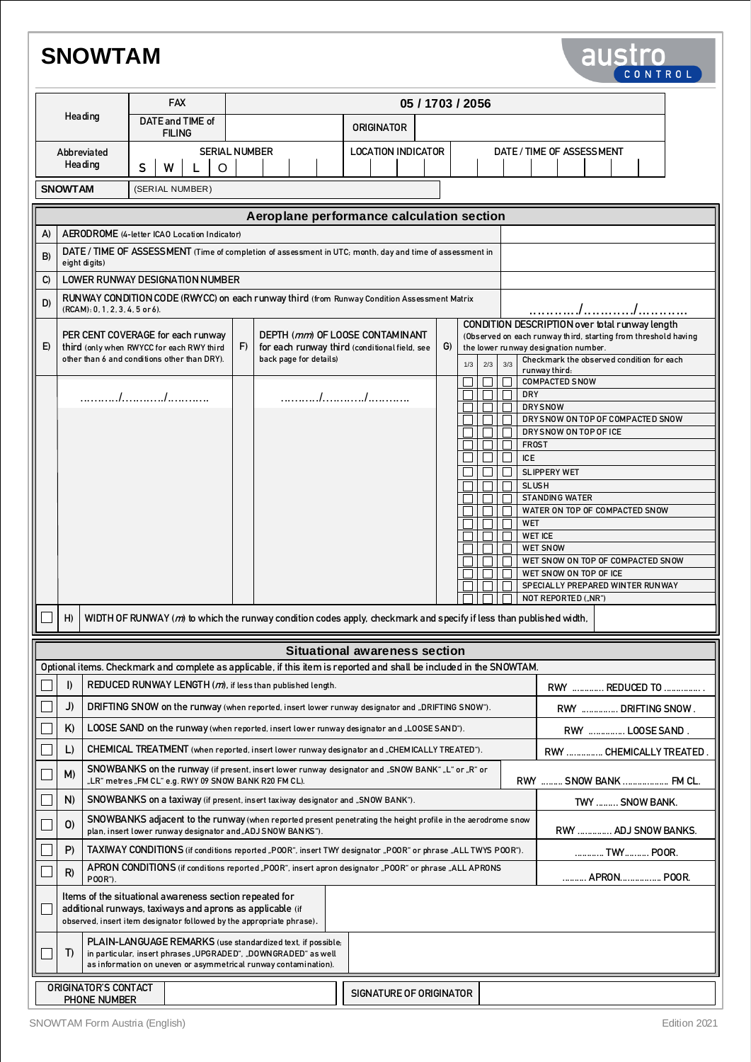# SNOWTAM

austro CONTROL

| Heading | FAX | 05 / 1703 / 2056 | | |
|---|---|---|---|---|
| | DATE and TIME of FILING | | ORIGINATOR | |
| Abbreviated Heading | SERIAL NUMBER S W L O | LOCATION INDICATOR | | DATE / TIME OF ASSESSMENT |

| SNOWTAM | (SERIAL NUMBER) |
|---|---|

## Aeroplane performance calculation section

| | | |
|---|---|---|
| A) | AERODROME (4-letter ICAO Location Indicator) | |
| B) | DATE / TIME OF ASSESSMENT (Time of completion of assessment in UTC; month, day and time of assessment in eight digits) | |
| C) | LOWER RUNWAY DESIGNATION NUMBER | |
| D) | RUNWAY CONDITION CODE (RWYCC) on each runway third (from Runway Condition Assessment Matrix (RCAM): 0, 1, 2, 3, 4, 5 or 6). | ………../………../……….. |

| E) | PER CENT COVERAGE for each runway third (only when RWYCC for each RWY third other than 6 and conditions other than DRY). | F) | DEPTH (*mm*) OF LOOSE CONTAMINANT for each runway third (conditional field, see back page for details) | G) | CONDITION DESCRIPTION over total runway length (Observed on each runway third, starting from threshold having the lower runway designation number. Checkmark the observed condition for each runway third: |
|---|---|---|---|---|---|
| | ………../………../……….. | | ………../………../……….. | | |

| 1/3 | 2/3 | 3/3 | Condition |
|---|---|---|---|
| ☐ | ☐ | ☐ | COMPACTED SNOW |
| ☐ | ☐ | ☐ | DRY |
| ☐ | ☐ | ☐ | DRY SNOW |
| ☐ | ☐ | ☐ | DRY SNOW ON TOP OF COMPACTED SNOW |
| ☐ | ☐ | ☐ | DRY SNOW ON TOP OF ICE |
| ☐ | ☐ | ☐ | FROST |
| ☐ | ☐ | ☐ | ICE |
| ☐ | ☐ | ☐ | SLIPPERY WET |
| ☐ | ☐ | ☐ | SLUSH |
| ☐ | ☐ | ☐ | STANDING WATER |
| ☐ | ☐ | ☐ | WATER ON TOP OF COMPACTED SNOW |
| ☐ | ☐ | ☐ | WET |
| ☐ | ☐ | ☐ | WET ICE |
| ☐ | ☐ | ☐ | WET SNOW |
| ☐ | ☐ | ☐ | WET SNOW ON TOP OF COMPACTED SNOW |
| ☐ | ☐ | ☐ | WET SNOW ON TOP OF ICE |
| ☐ | ☐ | ☐ | SPECIALLY PREPARED WINTER RUNWAY |
| ☐ | ☐ | ☐ | NOT REPORTED („NR") |

☐ H) WIDTH OF RUNWAY (*m*) to which the runway condition codes apply, checkmark and specify if less than published width.

## Situational awareness section

Optional items. Checkmark and complete as applicable, if this item is reported and shall be included in the SNOWTAM.

| | | | |
|---|---|---|---|
| ☐ | I) | REDUCED RUNWAY LENGTH (*m*), if less than published length. | RWY ………… REDUCED TO …………… . |
| ☐ | J) | DRIFTING SNOW on the runway (when reported, insert lower runway designator and „DRIFTING SNOW"). | RWY ………….. DRIFTING SNOW . |
| ☐ | K) | LOOSE SAND on the runway (when reported, insert lower runway designator and „LOOSE SAND"). | RWY ………….. LOOSE SAND . |
| ☐ | L) | CHEMICAL TREATMENT (when reported, insert lower runway designator and „CHEMICALLY TREATED"). | RWY ………….. CHEMICALLY TREATED . |
| ☐ | M) | SNOWBANKS on the runway (if present, insert lower runway designator and „SNOW BANK" „L" or „R" or „LR" metres „FM CL" e.g. RWY 09 SNOW BANK R20 FM CL). | RWY ……… SNOW BANK ………………. FM CL. |
| ☐ | N) | SNOWBANKS on a taxiway (if present, insert taxiway designator and „SNOW BANK"). | TWY ……… SNOW BANK. |
| ☐ | O) | SNOWBANKS adjacent to the runway (when reported present penetrating the height profile in the aerodrome snow plan, insert lower runway designator and „ADJ SNOW BANKS"). | RWY …………. ADJ SNOW BANKS. |
| ☐ | P) | TAXIWAY CONDITIONS (if conditions reported „POOR", insert TWY designator „POOR" or phrase „ALL TWYS POOR"). | ……….. TWY……… POOR. |
| ☐ | R) | APRON CONDITIONS (if conditions reported „POOR", insert apron designator „POOR" or phrase „ALL APRONS POOR"). | ……… APRON……………. POOR. |
| ☐ | | Items of the situational awareness section repeated for additional runways, taxiways and aprons as applicable (if observed, insert item designator followed by the appropriate phrase). | |
| ☐ | T) | PLAIN-LANGUAGE REMARKS (use standardized text, if possible; in particular, insert phrases „UPGRADED", „DOWNGRADED" as well as information on uneven or asymmetrical runway contamination). | |

| ORIGINATOR'S CONTACT PHONE NUMBER | | SIGNATURE OF ORIGINATOR | |
|---|---|---|---|

SNOWTAM Form Austria (English) — Edition 2021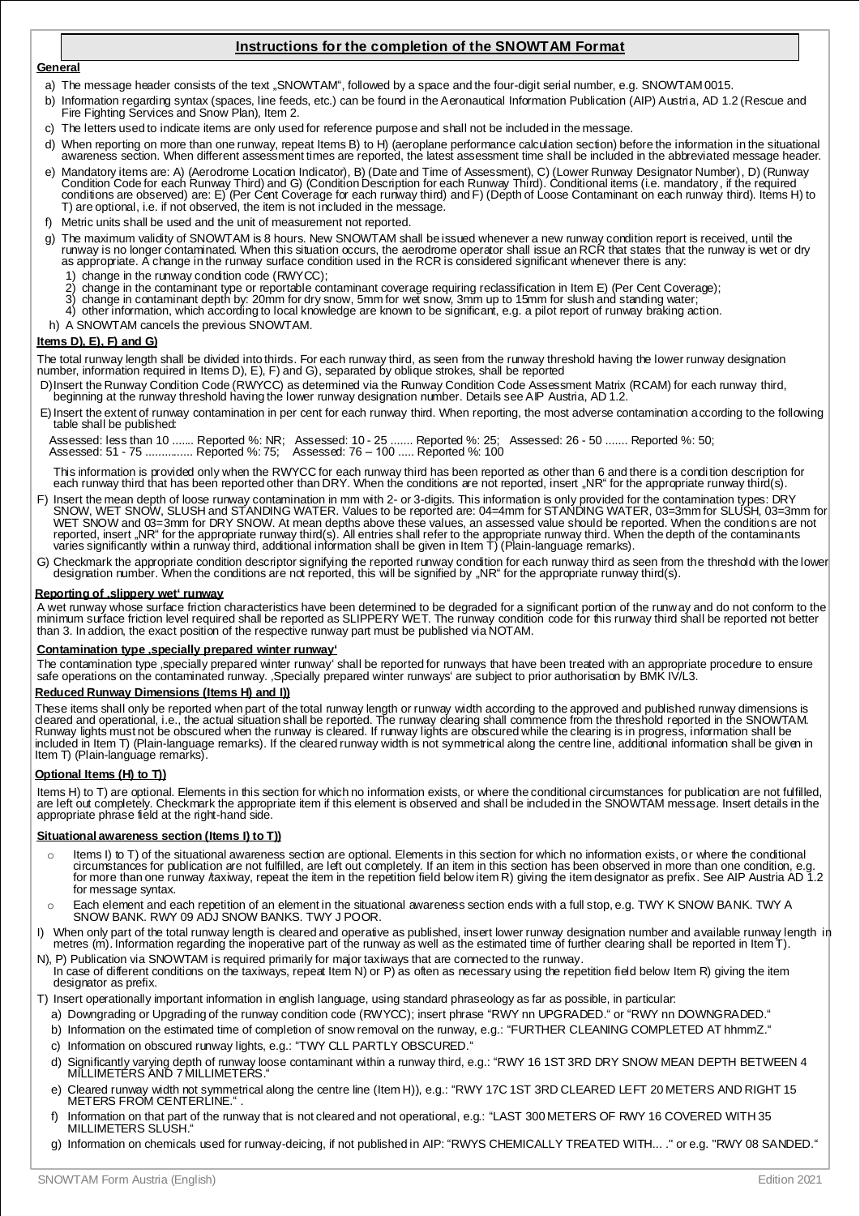## Instructions for the completion of the SNOWTAM Format

**General**

a) The message header consists of the text „SNOWTAM", followed by a space and the four-digit serial number, e.g. SNOWTAM 0015.

b) Information regarding syntax (spaces, line feeds, etc.) can be found in the Aeronautical Information Publication (AIP) Austria, AD 1.2 (Rescue and Fire Fighting Services and Snow Plan), Item 2.

c) The letters used to indicate items are only used for reference purpose and shall not be included in the message.

d) When reporting on more than one runway, repeat Items B) to H) (aeroplane performance calculation section) before the information in the situational awareness section. When different assessment times are reported, the latest assessment time shall be included in the abbreviated message header.

e) Mandatory items are: A) (Aerodrome Location Indicator), B) (Date and Time of Assessment), C) (Lower Runway Designator Number), D) (Runway Condition Code for each Runway Third) and G) (Condition Description for each Runway Third). Conditional items (i.e. mandatory, if the required conditions are observed) are: E) (Per Cent Coverage for each runway third) and F) (Depth of Loose Contaminant on each runway third). Items H) to T) are optional, i.e. if not observed, the item is not included in the message.

f) Metric units shall be used and the unit of measurement not reported.

g) The maximum validity of SNOWTAM is 8 hours. New SNOWTAM shall be issued whenever a new runway condition report is received, until the runway is no longer contaminated. When this situation occurs, the aerodrome operator shall issue an RCR that states that the runway is wet or dry as appropriate. A change in the runway surface condition used in the RCR is considered significant whenever there is any:
   1) change in the runway condition code (RWYCC);
   2) change in the contaminant type or reportable contaminant coverage requiring reclassification in Item E) (Per Cent Coverage);
   3) change in contaminant depth by: 20mm for dry snow, 5mm for wet snow, 3mm up to 15mm for slush and standing water;
   4) other information, which according to local knowledge are known to be significant, e.g. a pilot report of runway braking action.

h) A SNOWTAM cancels the previous SNOWTAM.

**Items D), E), F) and G)**

The total runway length shall be divided into thirds. For each runway third, as seen from the runway threshold having the lower runway designation number, information required in Items D), E), F) and G), separated by oblique strokes, shall be reported

D) Insert the Runway Condition Code (RWYCC) as determined via the Runway Condition Code Assessment Matrix (RCAM) for each runway third, beginning at the runway threshold having the lower runway designation number. Details see AIP Austria, AD 1.2.

E) Insert the extent of runway contamination in per cent for each runway third. When reporting, the most adverse contamination according to the following table shall be published:

Assessed: less than 10 ....... Reported %: NR; Assessed: 10 - 25 ....... Reported %: 25; Assessed: 26 - 50 ....... Reported %: 50;
Assessed: 51 - 75 .............. Reported %: 75; Assessed: 76 – 100 ..... Reported %: 100

This information is provided only when the RWYCC for each runway third has been reported as other than 6 and there is a condition description for each runway third that has been reported other than DRY. When the conditions are not reported, insert „NR" for the appropriate runway third(s).

F) Insert the mean depth of loose runway contamination in mm with 2- or 3-digits. This information is only provided for the contamination types: DRY SNOW, WET SNOW, SLUSH and STANDING WATER. Values to be reported are: 04=4mm for STANDING WATER, 03=3mm for SLUSH, 03=3mm for WET SNOW and 03=3mm for DRY SNOW. At mean depths above these values, an assessed value should be reported. When the conditions are not reported, insert „NR" for the appropriate runway third(s). All entries shall refer to the appropriate runway third. When the depth of the contaminants varies significantly within a runway third, additional information shall be given in Item T) (Plain-language remarks).

G) Checkmark the appropriate condition descriptor signifying the reported runway condition for each runway third as seen from the threshold with the lower designation number. When the conditions are not reported, this will be signified by „NR" for the appropriate runway third(s).

**Reporting of 'slippery wet' runway**

A wet runway whose surface friction characteristics have been determined to be degraded for a significant portion of the runway and do not conform to the minimum surface friction level required shall be reported as SLIPPERY WET. The runway condition code for this runway third shall be reported not better than 3. In addion, the exact position of the respective runway part must be published via NOTAM.

**Contamination type 'specially prepared winter runway'**

The contamination type 'specially prepared winter runway' shall be reported for runways that have been treated with an appropriate procedure to ensure safe operations on the contaminated runway. 'Specially prepared winter runways' are subject to prior authorisation by BMK IV/L3.

**Reduced Runway Dimensions (Items H) and I))**

These items shall only be reported when part of the total runway length or runway width according to the approved and published runway dimensions is cleared and operational, i.e., the actual situation shall be reported. The runway clearing shall commence from the threshold reported in the SNOWTAM. Runway lights must not be obscured when the runway is cleared. If runway lights are obscured while the clearing is in progress, information shall be included in Item T) (Plain-language remarks). If the cleared runway width is not symmetrical along the centre line, additional information shall be given in Item T) (Plain-language remarks).

**Optional Items (H) to T))**

Items H) to T) are optional. Elements in this section for which no information exists, or where the conditional circumstances for publication are not fulfilled, are left out completely. Checkmark the appropriate item if this element is observed and shall be included in the SNOWTAM message. Insert details in the appropriate phrase field at the right-hand side.

**Situational awareness section (Items I) to T))**

- Items I) to T) of the situational awareness section are optional. Elements in this section for which no information exists, or where the conditional circumstances for publication are not fulfilled, are left out completely. If an item in this section has been observed in more than one condition, e.g. for more than one runway /taxiway, repeat the item in the repetition field below item R) giving the item designator as prefix. See AIP Austria AD 1.2 for message syntax.
- Each element and each repetition of an element in the situational awareness section ends with a full stop, e.g. TWY K SNOW BANK. TWY A SNOW BANK. RWY 09 ADJ SNOW BANKS. TWY J POOR.

I) When only part of the total runway length is cleared and operative as published, insert lower runway designation number and available runway length in metres (m). Information regarding the inoperative part of the runway as well as the estimated time of further clearing shall be reported in Item T).

N), P) Publication via SNOWTAM is required primarily for major taxiways that are connected to the runway.
In case of different conditions on the taxiways, repeat Item N) or P) as often as necessary using the repetition field below Item R) giving the item designator as prefix.

T) Insert operationally important information in english language, using standard phraseology as far as possible, in particular:
   a) Downgrading or Upgrading of the runway condition code (RWYCC); insert phrase "RWY nn UPGRADED." or "RWY nn DOWNGRADED."
   b) Information on the estimated time of completion of snow removal on the runway, e.g.: "FURTHER CLEANING COMPLETED AT hhmmZ."
   c) Information on obscured runway lights, e.g.: "TWY CLL PARTLY OBSCURED."
   d) Significantly varying depth of runway loose contaminant within a runway third, e.g.: "RWY 16 1ST 3RD DRY SNOW MEAN DEPTH BETWEEN 4 MILLIMETERS AND 7 MILLIMETERS."
   e) Cleared runway width not symmetrical along the centre line (Item H)), e.g.: "RWY 17C 1ST 3RD CLEARED LEFT 20 METERS AND RIGHT 15 METERS FROM CENTERLINE." .
   f) Information on that part of the runway that is not cleared and not operational, e.g.: "LAST 300 METERS OF RWY 16 COVERED WITH 35 MILLIMETERS SLUSH."
   g) Information on chemicals used for runway-deicing, if not published in AIP: "RWYS CHEMICALLY TREATED WITH... ." or e.g. "RWY 08 SANDED."

SNOWTAM Form Austria (English) Edition 2021